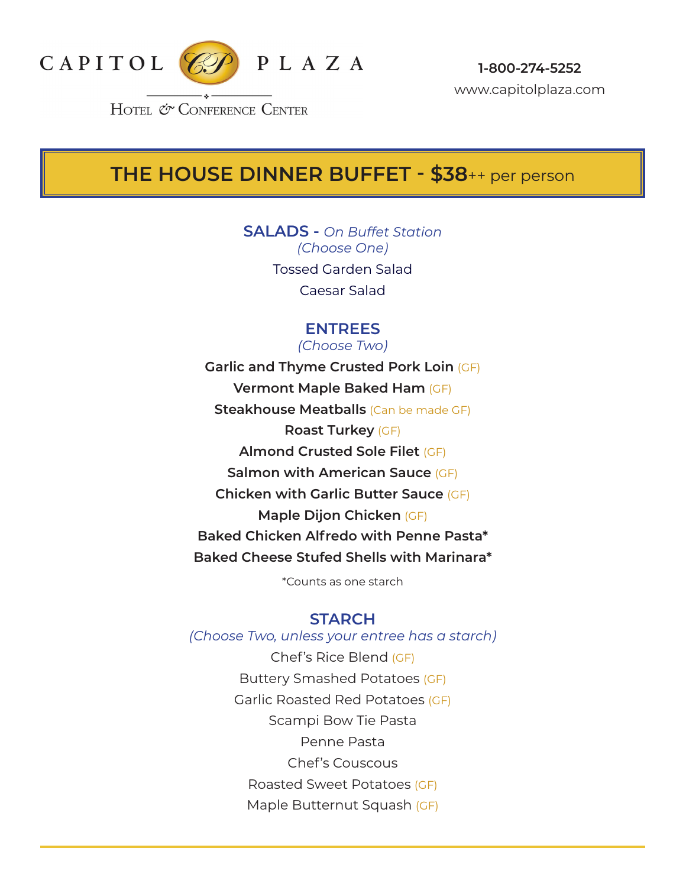CAPITOL PLAZA

HOTEL & CONFERENCE CENTER

1-800-274-5252

www.capitolplaza.com

# THE HOUSE DINNER BUFFET - $38++ per person

## SALADS - *On Buffet Station*

*(Choose One)*

Tossed Garden Salad

Caesar Salad

## ENTREES

*(Choose Two)*

**Garlic and Thyme Crusted Pork Loin** (GF)

**Vermont Maple Baked Ham** (GF)

**Steakhouse Meatballs** (Can be made GF)

**Roast Turkey** (GF)

**Almond Crusted Sole Filet** (GF)

**Salmon with American Sauce** (GF)

**Chicken with Garlic Butter Sauce** (GF)

**Maple Dijon Chicken** (GF)

**Baked Chicken Alfredo with Penne Pasta***

**Baked Cheese Stufed Shells with Marinara***

*Counts as one starch

## STARCH

*(Choose Two, unless your entree has a starch)*

Chef's Rice Blend (GF)

Buttery Smashed Potatoes (GF)

Garlic Roasted Red Potatoes (GF)

Scampi Bow Tie Pasta

Penne Pasta

Chef's Couscous

Roasted Sweet Potatoes (GF)

Maple Butternut Squash (GF)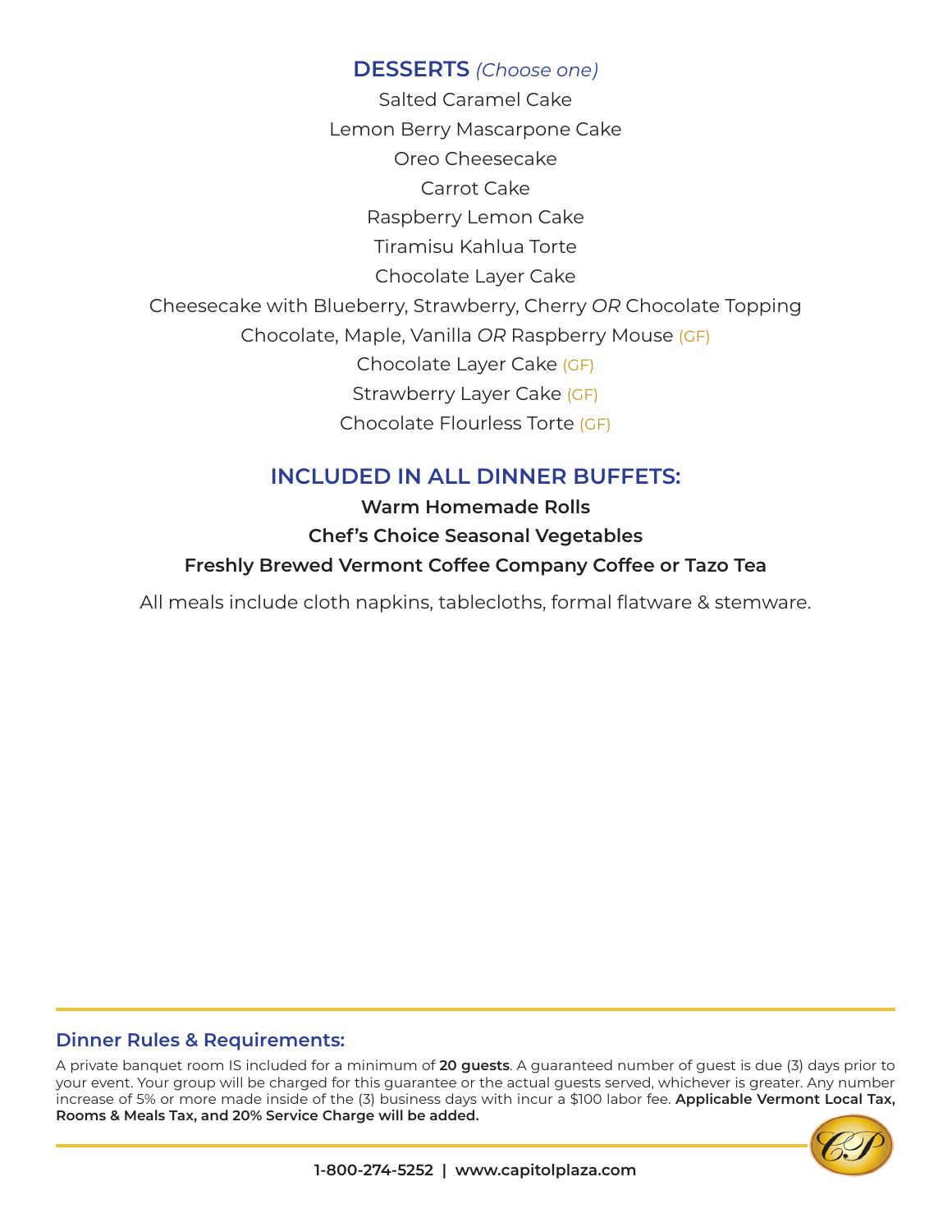## DESSERTS *(Choose one)*

Salted Caramel Cake

Lemon Berry Mascarpone Cake

Oreo Cheesecake

Carrot Cake

Raspberry Lemon Cake

Tiramisu Kahlua Torte

Chocolate Layer Cake

Cheesecake with Blueberry, Strawberry, Cherry *OR* Chocolate Topping

Chocolate, Maple, Vanilla *OR* Raspberry Mouse (GF)

Chocolate Layer Cake (GF)

Strawberry Layer Cake (GF)

Chocolate Flourless Torte (GF)

## INCLUDED IN ALL DINNER BUFFETS:

**Warm Homemade Rolls**

**Chef's Choice Seasonal Vegetables**

**Freshly Brewed Vermont Coffee Company Coffee or Tazo Tea**

All meals include cloth napkins, tablecloths, formal flatware & stemware.

### Dinner Rules & Requirements:

A private banquet room IS included for a minimum of **20 guests**. A guaranteed number of guest is due (3) days prior to your event. Your group will be charged for this guarantee or the actual guests served, whichever is greater. Any number increase of 5% or more made inside of the (3) business days with incur a $100 labor fee. **Applicable Vermont Local Tax, Rooms & Meals Tax, and 20% Service Charge will be added.**

**1-800-274-5252 | www.capitolplaza.com**